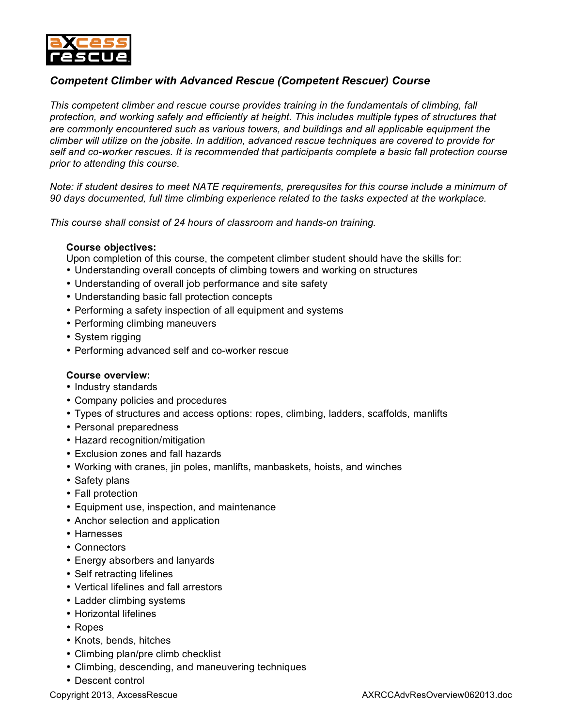## *Competent Climber with Advanced Rescue (Competent Rescuer) Course*

*This competent climber and rescue course provides training in the fundamentals of climbing, fall protection, and working safely and efficiently at height. This includes multiple types of structures that are commonly encountered such as various towers, and buildings and all applicable equipment the climber will utilize on the jobsite. In addition, advanced rescue techniques are covered to provide for self and co-worker rescues. It is recommended that participants complete a basic fall protection course prior to attending this course.*

*Note: if student desires to meet NATE requirements, prerequsites for this course include a minimum of 90 days documented, full time climbing experience related to the tasks expected at the workplace.*

*This course shall consist of 24 hours of classroom and hands-on training.*

**Course objectives:**

Upon completion of this course, the competent climber student should have the skills for:

- Understanding overall concepts of climbing towers and working on structures
- Understanding of overall job performance and site safety
- Understanding basic fall protection concepts
- Performing a safety inspection of all equipment and systems
- Performing climbing maneuvers
- System rigging
- Performing advanced self and co-worker rescue

**Course overview:**

- Industry standards
- Company policies and procedures
- Types of structures and access options: ropes, climbing, ladders, scaffolds, manlifts
- Personal preparedness
- Hazard recognition/mitigation
- Exclusion zones and fall hazards
- Working with cranes, jin poles, manlifts, manbaskets, hoists, and winches
- Safety plans
- Fall protection
- Equipment use, inspection, and maintenance
- Anchor selection and application
- Harnesses
- Connectors
- Energy absorbers and lanyards
- Self retracting lifelines
- Vertical lifelines and fall arrestors
- Ladder climbing systems
- Horizontal lifelines
- Ropes
- Knots, bends, hitches
- Climbing plan/pre climb checklist
- Climbing, descending, and maneuvering techniques
- Descent control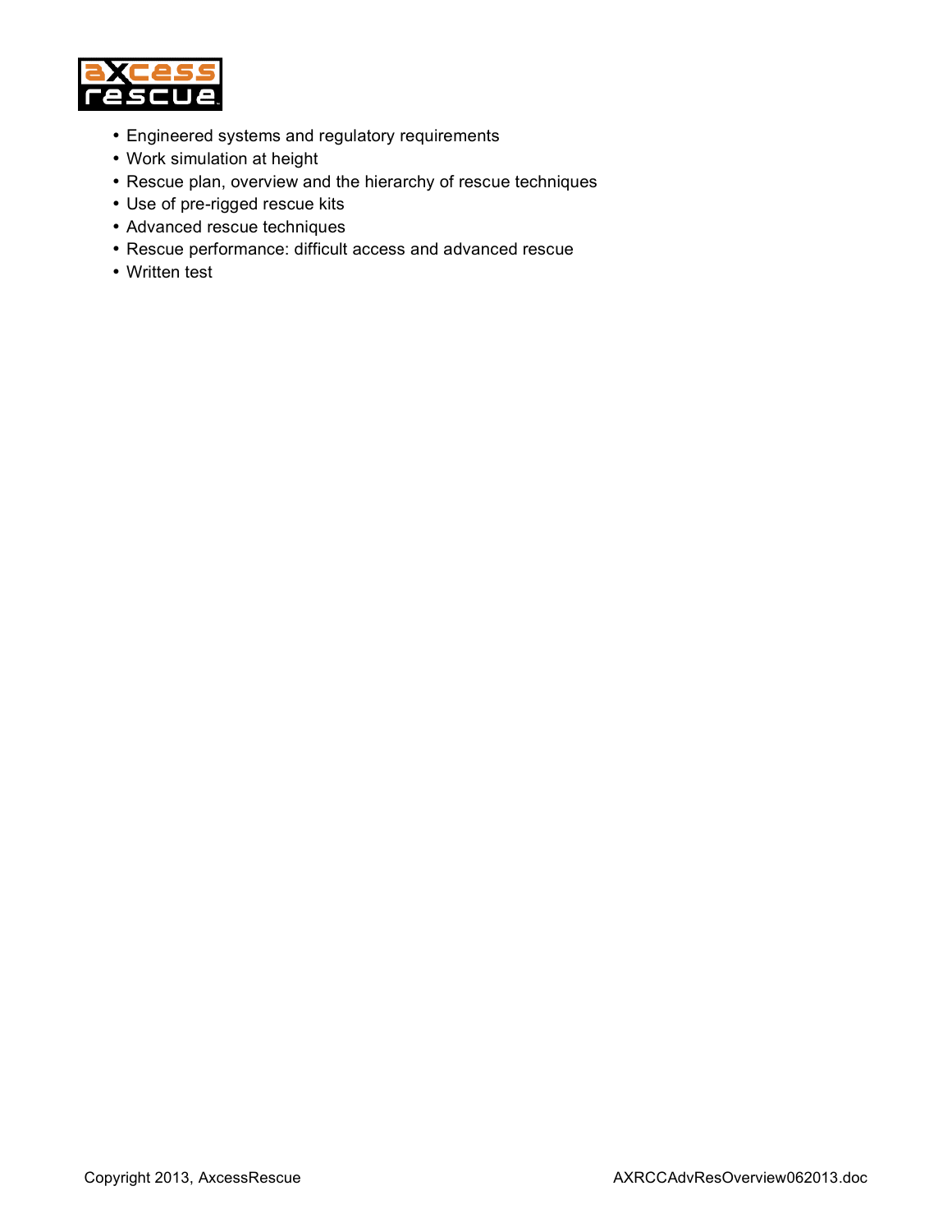- Engineered systems and regulatory requirements
- Work simulation at height
- Rescue plan, overview and the hierarchy of rescue techniques
- Use of pre-rigged rescue kits
- Advanced rescue techniques
- Rescue performance: difficult access and advanced rescue
- Written test